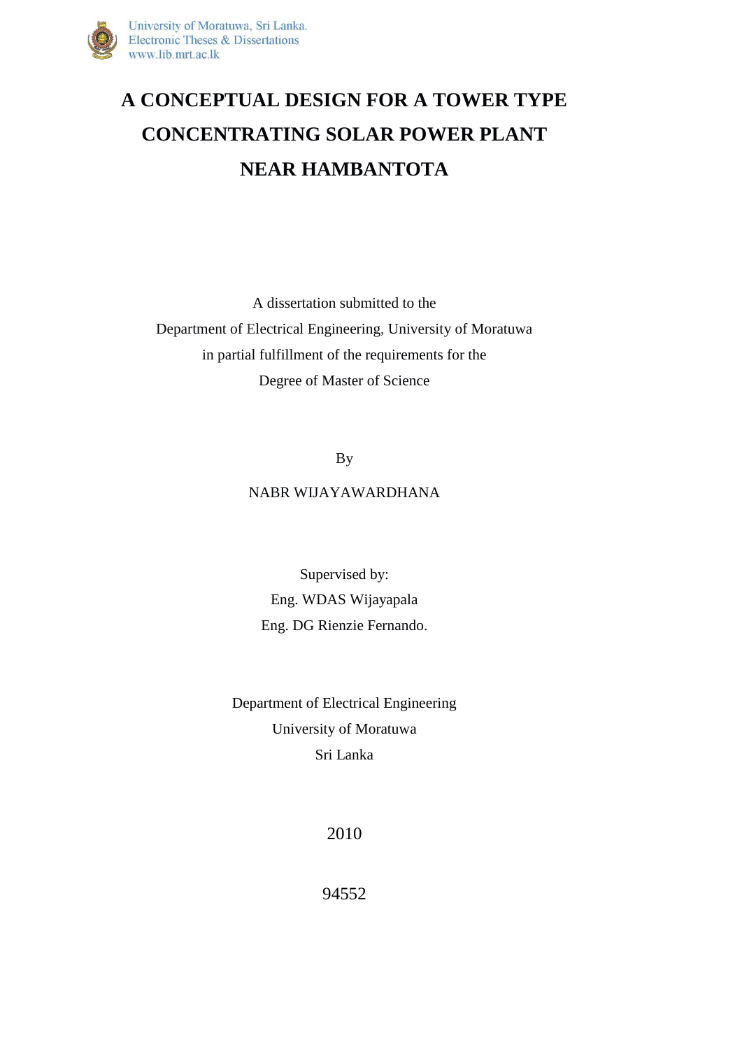# A CONCEPTUAL DESIGN FOR A TOWER TYPE CONCENTRATING SOLAR POWER PLANT NEAR HAMBANTOTA

A dissertation submitted to the
Department of Electrical Engineering, University of Moratuwa
in partial fulfillment of the requirements for the
Degree of Master of Science

By

NABR WIJAYAWARDHANA

Supervised by:
Eng. WDAS Wijayapala
Eng. DG Rienzie Fernando.

Department of Electrical Engineering
University of Moratuwa
Sri Lanka

2010

94552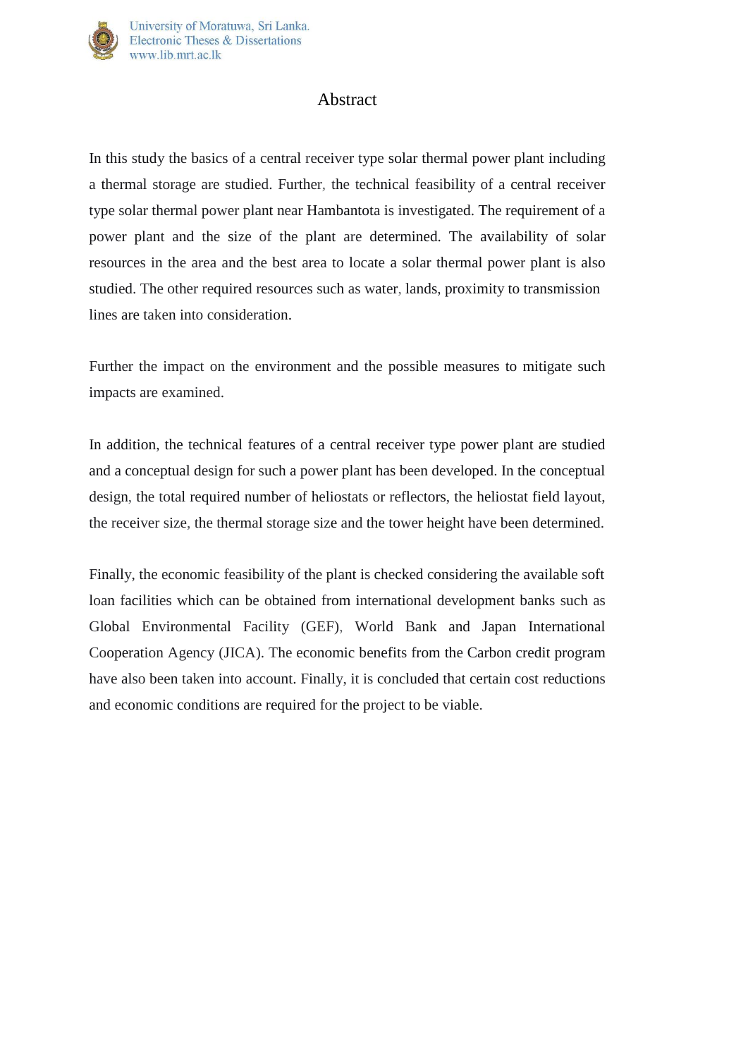# Abstract

In this study the basics of a central receiver type solar thermal power plant including a thermal storage are studied. Further, the technical feasibility of a central receiver type solar thermal power plant near Hambantota is investigated. The requirement of a power plant and the size of the plant are determined. The availability of solar resources in the area and the best area to locate a solar thermal power plant is also studied. The other required resources such as water, lands, proximity to transmission lines are taken into consideration.

Further the impact on the environment and the possible measures to mitigate such impacts are examined.

In addition, the technical features of a central receiver type power plant are studied and a conceptual design for such a power plant has been developed. In the conceptual design, the total required number of heliostats or reflectors, the heliostat field layout, the receiver size, the thermal storage size and the tower height have been determined.

Finally, the economic feasibility of the plant is checked considering the available soft loan facilities which can be obtained from international development banks such as Global Environmental Facility (GEF), World Bank and Japan International Cooperation Agency (JICA). The economic benefits from the Carbon credit program have also been taken into account. Finally, it is concluded that certain cost reductions and economic conditions are required for the project to be viable.